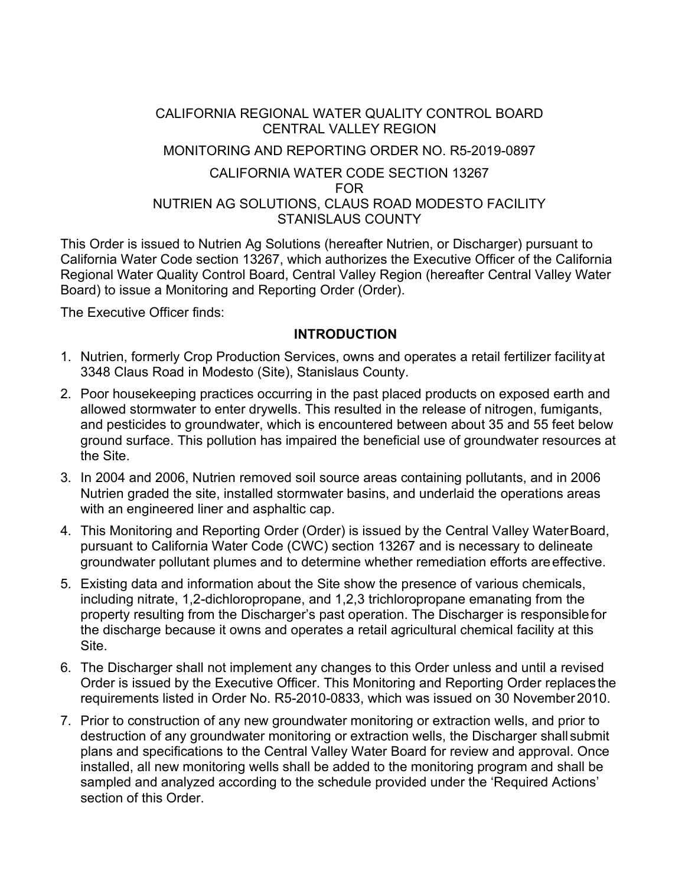CALIFORNIA REGIONAL WATER QUALITY CONTROL BOARD
CENTRAL VALLEY REGION

MONITORING AND REPORTING ORDER NO. R5-2019-0897

CALIFORNIA WATER CODE SECTION 13267
FOR
NUTRIEN AG SOLUTIONS, CLAUS ROAD MODESTO FACILITY
STANISLAUS COUNTY

This Order is issued to Nutrien Ag Solutions (hereafter Nutrien, or Discharger) pursuant to California Water Code section 13267, which authorizes the Executive Officer of the California Regional Water Quality Control Board, Central Valley Region (hereafter Central Valley Water Board) to issue a Monitoring and Reporting Order (Order).

The Executive Officer finds:

## INTRODUCTION

1. Nutrien, formerly Crop Production Services, owns and operates a retail fertilizer facility at 3348 Claus Road in Modesto (Site), Stanislaus County.
2. Poor housekeeping practices occurring in the past placed products on exposed earth and allowed stormwater to enter drywells. This resulted in the release of nitrogen, fumigants, and pesticides to groundwater, which is encountered between about 35 and 55 feet below ground surface. This pollution has impaired the beneficial use of groundwater resources at the Site.
3. In 2004 and 2006, Nutrien removed soil source areas containing pollutants, and in 2006 Nutrien graded the site, installed stormwater basins, and underlaid the operations areas with an engineered liner and asphaltic cap.
4. This Monitoring and Reporting Order (Order) is issued by the Central Valley Water Board, pursuant to California Water Code (CWC) section 13267 and is necessary to delineate groundwater pollutant plumes and to determine whether remediation efforts are effective.
5. Existing data and information about the Site show the presence of various chemicals, including nitrate, 1,2-dichloropropane, and 1,2,3 trichloropropane emanating from the property resulting from the Discharger's past operation. The Discharger is responsible for the discharge because it owns and operates a retail agricultural chemical facility at this Site.
6. The Discharger shall not implement any changes to this Order unless and until a revised Order is issued by the Executive Officer. This Monitoring and Reporting Order replaces the requirements listed in Order No. R5-2010-0833, which was issued on 30 November 2010.
7. Prior to construction of any new groundwater monitoring or extraction wells, and prior to destruction of any groundwater monitoring or extraction wells, the Discharger shall submit plans and specifications to the Central Valley Water Board for review and approval. Once installed, all new monitoring wells shall be added to the monitoring program and shall be sampled and analyzed according to the schedule provided under the 'Required Actions' section of this Order.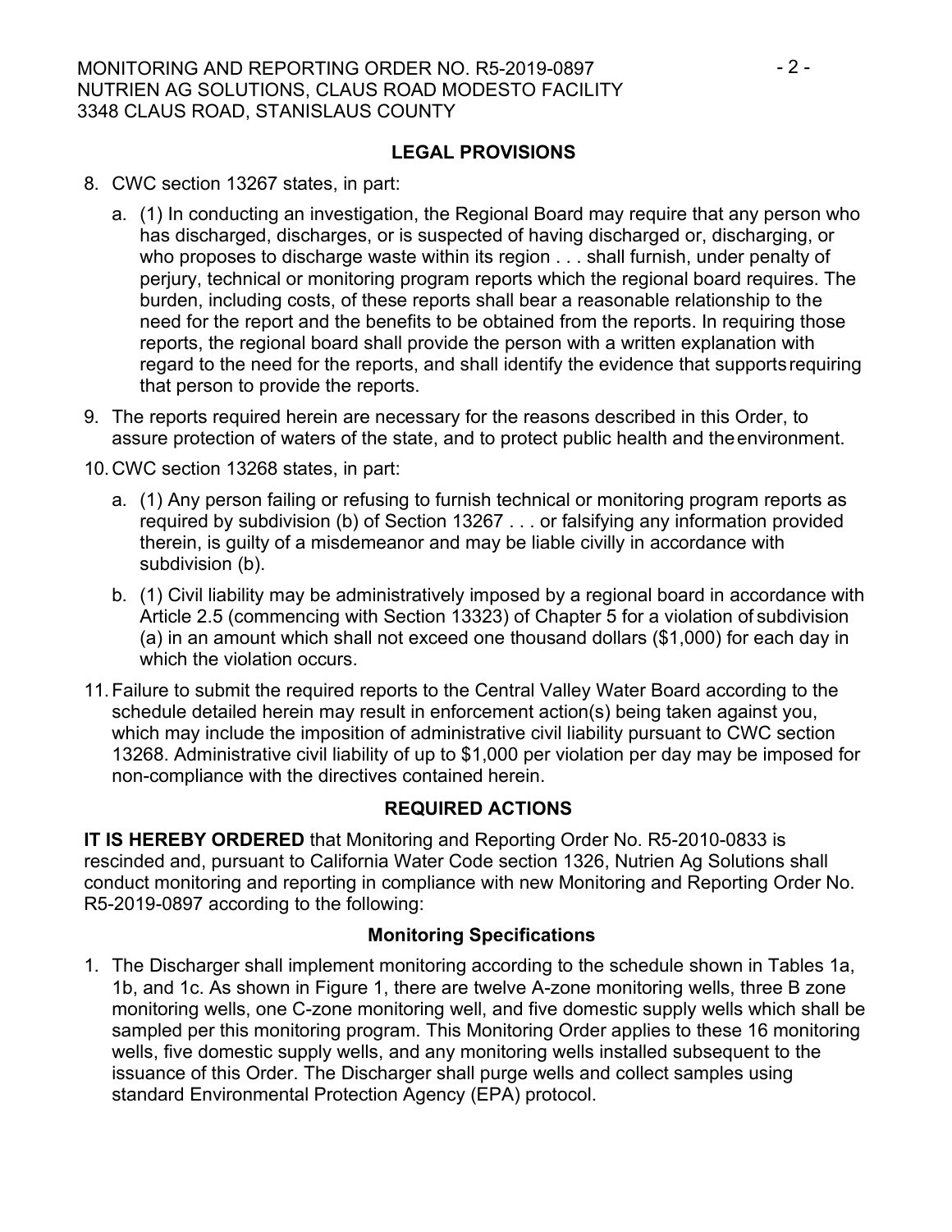## LEGAL PROVISIONS

8. CWC section 13267 states, in part:

   a. (1) In conducting an investigation, the Regional Board may require that any person who has discharged, discharges, or is suspected of having discharged or, discharging, or who proposes to discharge waste within its region . . . shall furnish, under penalty of perjury, technical or monitoring program reports which the regional board requires. The burden, including costs, of these reports shall bear a reasonable relationship to the need for the report and the benefits to be obtained from the reports. In requiring those reports, the regional board shall provide the person with a written explanation with regard to the need for the reports, and shall identify the evidence that supports requiring that person to provide the reports.

9. The reports required herein are necessary for the reasons described in this Order, to assure protection of waters of the state, and to protect public health and the environment.

10. CWC section 13268 states, in part:

    a. (1) Any person failing or refusing to furnish technical or monitoring program reports as required by subdivision (b) of Section 13267 . . . or falsifying any information provided therein, is guilty of a misdemeanor and may be liable civilly in accordance with subdivision (b).

    b. (1) Civil liability may be administratively imposed by a regional board in accordance with Article 2.5 (commencing with Section 13323) of Chapter 5 for a violation of subdivision (a) in an amount which shall not exceed one thousand dollars ($1,000) for each day in which the violation occurs.

11. Failure to submit the required reports to the Central Valley Water Board according to the schedule detailed herein may result in enforcement action(s) being taken against you, which may include the imposition of administrative civil liability pursuant to CWC section 13268. Administrative civil liability of up to $1,000 per violation per day may be imposed for non-compliance with the directives contained herein.

## REQUIRED ACTIONS

**IT IS HEREBY ORDERED** that Monitoring and Reporting Order No. R5-2010-0833 is rescinded and, pursuant to California Water Code section 1326, Nutrien Ag Solutions shall conduct monitoring and reporting in compliance with new Monitoring and Reporting Order No. R5-2019-0897 according to the following:

### Monitoring Specifications

1. The Discharger shall implement monitoring according to the schedule shown in Tables 1a, 1b, and 1c. As shown in Figure 1, there are twelve A-zone monitoring wells, three B zone monitoring wells, one C-zone monitoring well, and five domestic supply wells which shall be sampled per this monitoring program. This Monitoring Order applies to these 16 monitoring wells, five domestic supply wells, and any monitoring wells installed subsequent to the issuance of this Order. The Discharger shall purge wells and collect samples using standard Environmental Protection Agency (EPA) protocol.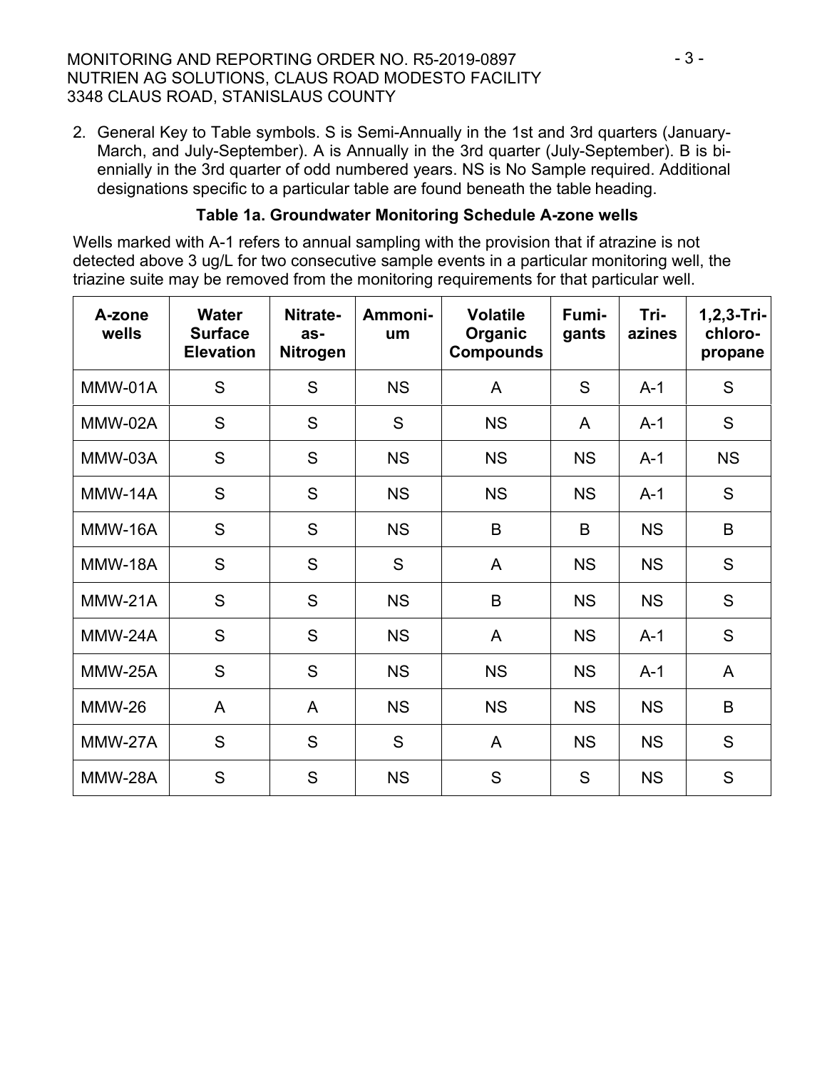2. General Key to Table symbols. S is Semi-Annually in the 1st and 3rd quarters (January-March, and July-September). A is Annually in the 3rd quarter (July-September). B is bi-ennially in the 3rd quarter of odd numbered years. NS is No Sample required. Additional designations specific to a particular table are found beneath the table heading.

**Table 1a. Groundwater Monitoring Schedule A-zone wells**

Wells marked with A-1 refers to annual sampling with the provision that if atrazine is not detected above 3 ug/L for two consecutive sample events in a particular monitoring well, the triazine suite may be removed from the monitoring requirements for that particular well.

| A-zone wells | Water Surface Elevation | Nitrate-as-Nitrogen | Ammonium | Volatile Organic Compounds | Fumigants | Triazines | 1,2,3-Trichloropropane |
|---|---|---|---|---|---|---|---|
| MMW-01A | S | S | NS | A | S | A-1 | S |
| MMW-02A | S | S | S | NS | A | A-1 | S |
| MMW-03A | S | S | NS | NS | NS | A-1 | NS |
| MMW-14A | S | S | NS | NS | NS | A-1 | S |
| MMW-16A | S | S | NS | B | B | NS | B |
| MMW-18A | S | S | S | A | NS | NS | S |
| MMW-21A | S | S | NS | B | NS | NS | S |
| MMW-24A | S | S | NS | A | NS | A-1 | S |
| MMW-25A | S | S | NS | NS | NS | A-1 | A |
| MMW-26 | A | A | NS | NS | NS | NS | B |
| MMW-27A | S | S | S | A | NS | NS | S |
| MMW-28A | S | S | NS | S | S | NS | S |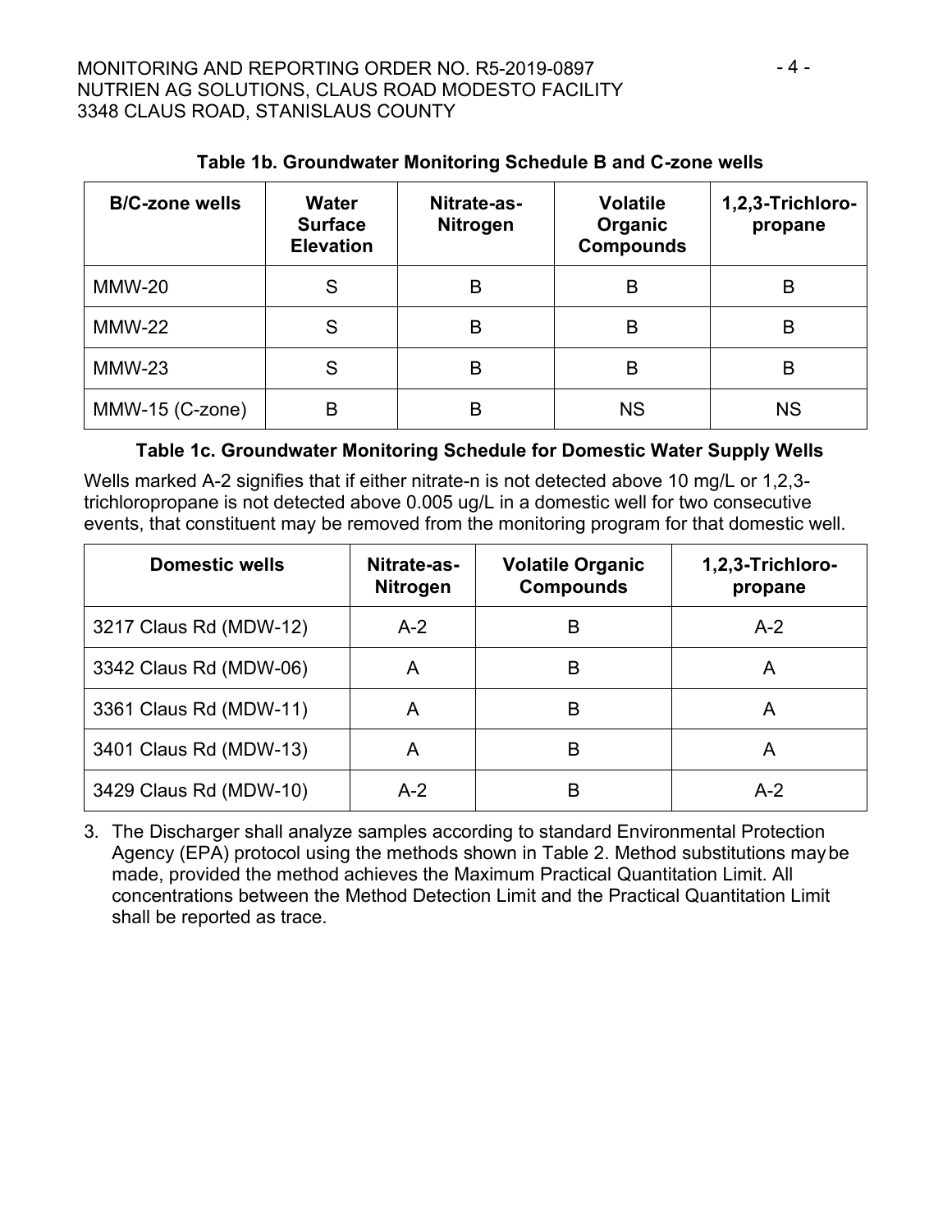**Table 1b. Groundwater Monitoring Schedule B and C-zone wells**

| B/C-zone wells | Water Surface Elevation | Nitrate-as-Nitrogen | Volatile Organic Compounds | 1,2,3-Trichloro-propane |
|---|---|---|---|---|
| MMW-20 | S | B | B | B |
| MMW-22 | S | B | B | B |
| MMW-23 | S | B | B | B |
| MMW-15 (C-zone) | B | B | NS | NS |

**Table 1c. Groundwater Monitoring Schedule for Domestic Water Supply Wells**

Wells marked A-2 signifies that if either nitrate-n is not detected above 10 mg/L or 1,2,3-trichloropropane is not detected above 0.005 ug/L in a domestic well for two consecutive events, that constituent may be removed from the monitoring program for that domestic well.

| Domestic wells | Nitrate-as-Nitrogen | Volatile Organic Compounds | 1,2,3-Trichloro-propane |
|---|---|---|---|
| 3217 Claus Rd (MDW-12) | A-2 | B | A-2 |
| 3342 Claus Rd (MDW-06) | A | B | A |
| 3361 Claus Rd (MDW-11) | A | B | A |
| 3401 Claus Rd (MDW-13) | A | B | A |
| 3429 Claus Rd (MDW-10) | A-2 | B | A-2 |

3. The Discharger shall analyze samples according to standard Environmental Protection Agency (EPA) protocol using the methods shown in Table 2. Method substitutions may be made, provided the method achieves the Maximum Practical Quantitation Limit. All concentrations between the Method Detection Limit and the Practical Quantitation Limit shall be reported as trace.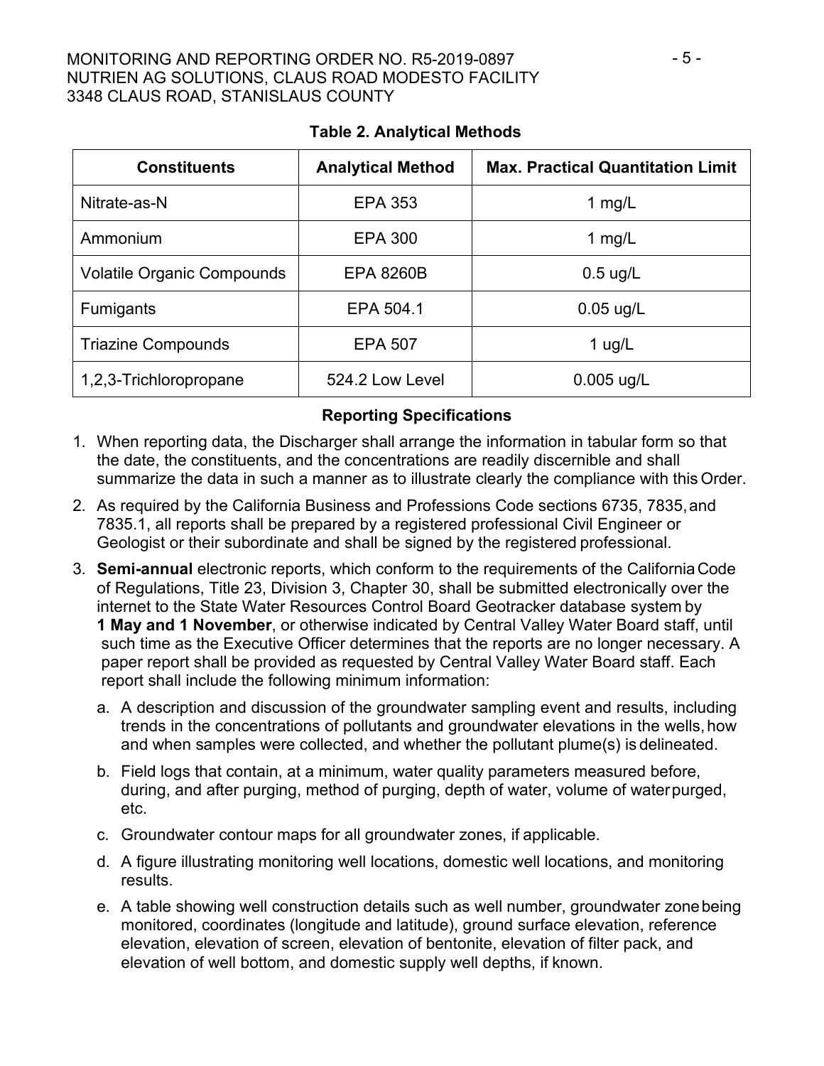**Table 2. Analytical Methods**

| Constituents | Analytical Method | Max. Practical Quantitation Limit |
|---|---|---|
| Nitrate-as-N | EPA 353 | 1 mg/L |
| Ammonium | EPA 300 | 1 mg/L |
| Volatile Organic Compounds | EPA 8260B | 0.5 ug/L |
| Fumigants | EPA 504.1 | 0.05 ug/L |
| Triazine Compounds | EPA 507 | 1 ug/L |
| 1,2,3-Trichloropropane | 524.2 Low Level | 0.005 ug/L |

**Reporting Specifications**

1. When reporting data, the Discharger shall arrange the information in tabular form so that the date, the constituents, and the concentrations are readily discernible and shall summarize the data in such a manner as to illustrate clearly the compliance with this Order.
2. As required by the California Business and Professions Code sections 6735, 7835, and 7835.1, all reports shall be prepared by a registered professional Civil Engineer or Geologist or their subordinate and shall be signed by the registered professional.
3. **Semi-annual** electronic reports, which conform to the requirements of the California Code of Regulations, Title 23, Division 3, Chapter 30, shall be submitted electronically over the internet to the State Water Resources Control Board Geotracker database system by **1 May and 1 November**, or otherwise indicated by Central Valley Water Board staff, until such time as the Executive Officer determines that the reports are no longer necessary. A paper report shall be provided as requested by Central Valley Water Board staff. Each report shall include the following minimum information:
   a. A description and discussion of the groundwater sampling event and results, including trends in the concentrations of pollutants and groundwater elevations in the wells, how and when samples were collected, and whether the pollutant plume(s) is delineated.
   b. Field logs that contain, at a minimum, water quality parameters measured before, during, and after purging, method of purging, depth of water, volume of water purged, etc.
   c. Groundwater contour maps for all groundwater zones, if applicable.
   d. A figure illustrating monitoring well locations, domestic well locations, and monitoring results.
   e. A table showing well construction details such as well number, groundwater zone being monitored, coordinates (longitude and latitude), ground surface elevation, reference elevation, elevation of screen, elevation of bentonite, elevation of filter pack, and elevation of well bottom, and domestic supply well depths, if known.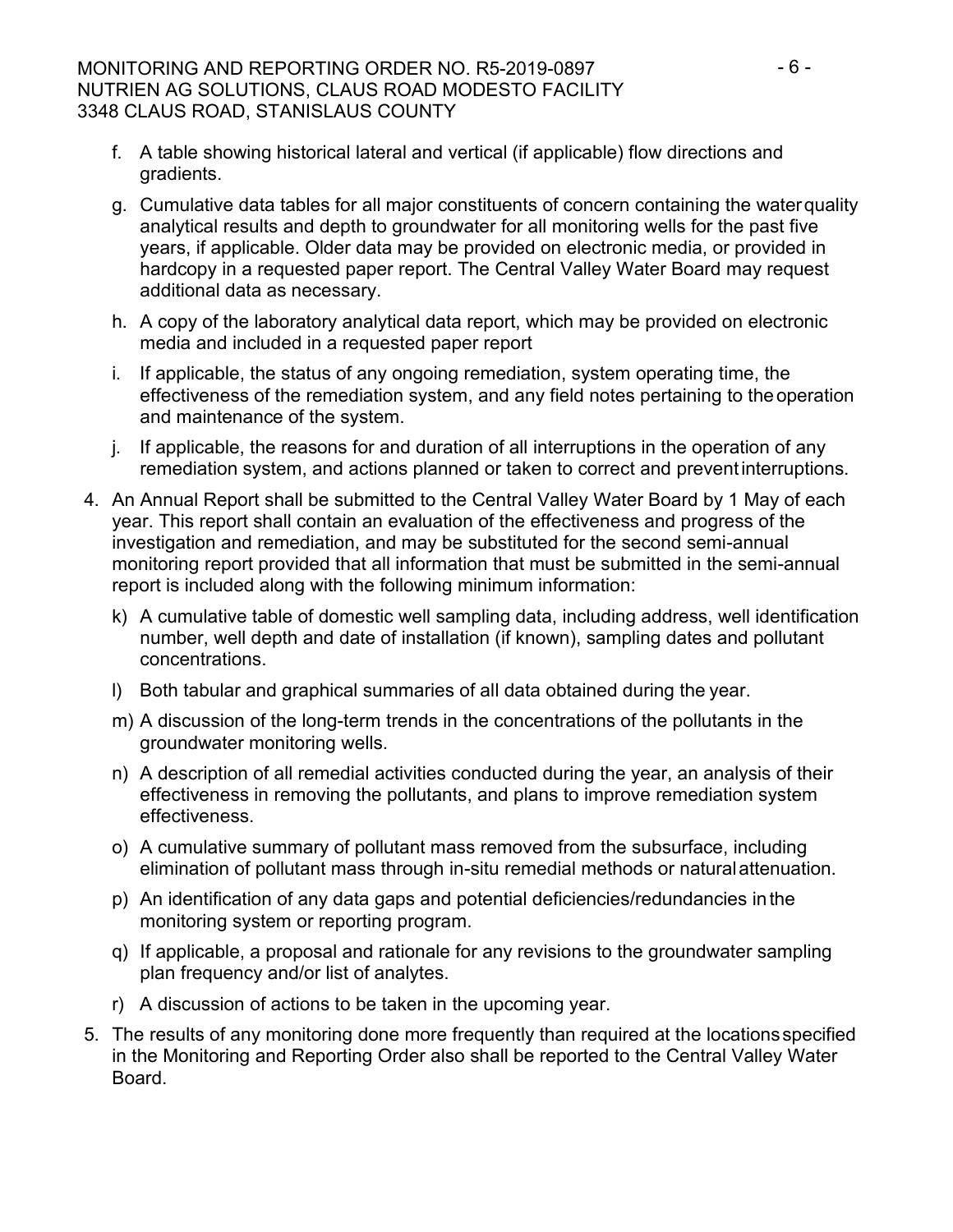f. A table showing historical lateral and vertical (if applicable) flow directions and gradients.

g. Cumulative data tables for all major constituents of concern containing the water quality analytical results and depth to groundwater for all monitoring wells for the past five years, if applicable. Older data may be provided on electronic media, or provided in hardcopy in a requested paper report. The Central Valley Water Board may request additional data as necessary.

h. A copy of the laboratory analytical data report, which may be provided on electronic media and included in a requested paper report

i. If applicable, the status of any ongoing remediation, system operating time, the effectiveness of the remediation system, and any field notes pertaining to the operation and maintenance of the system.

j. If applicable, the reasons for and duration of all interruptions in the operation of any remediation system, and actions planned or taken to correct and prevent interruptions.

4. An Annual Report shall be submitted to the Central Valley Water Board by 1 May of each year. This report shall contain an evaluation of the effectiveness and progress of the investigation and remediation, and may be substituted for the second semi-annual monitoring report provided that all information that must be submitted in the semi-annual report is included along with the following minimum information:

   k) A cumulative table of domestic well sampling data, including address, well identification number, well depth and date of installation (if known), sampling dates and pollutant concentrations.

   l) Both tabular and graphical summaries of all data obtained during the year.

   m) A discussion of the long-term trends in the concentrations of the pollutants in the groundwater monitoring wells.

   n) A description of all remedial activities conducted during the year, an analysis of their effectiveness in removing the pollutants, and plans to improve remediation system effectiveness.

   o) A cumulative summary of pollutant mass removed from the subsurface, including elimination of pollutant mass through in-situ remedial methods or natural attenuation.

   p) An identification of any data gaps and potential deficiencies/redundancies in the monitoring system or reporting program.

   q) If applicable, a proposal and rationale for any revisions to the groundwater sampling plan frequency and/or list of analytes.

   r) A discussion of actions to be taken in the upcoming year.

5. The results of any monitoring done more frequently than required at the locations specified in the Monitoring and Reporting Order also shall be reported to the Central Valley Water Board.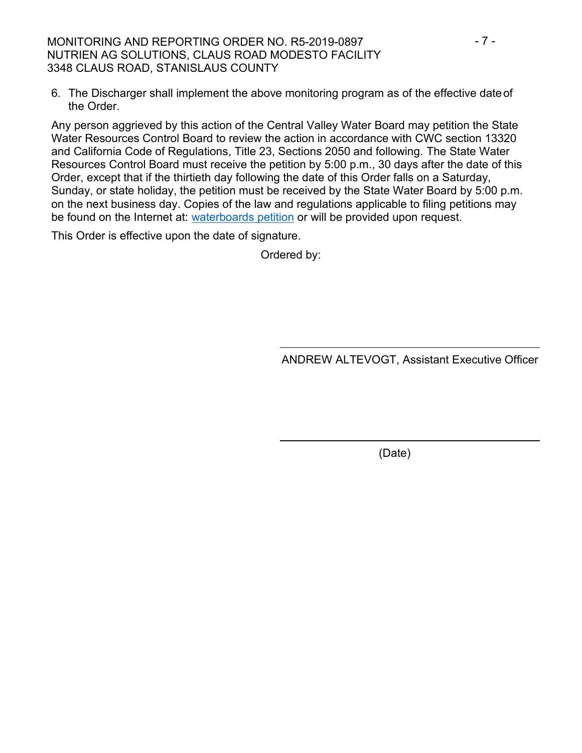6. The Discharger shall implement the above monitoring program as of the effective date of the Order.

Any person aggrieved by this action of the Central Valley Water Board may petition the State Water Resources Control Board to review the action in accordance with CWC section 13320 and California Code of Regulations, Title 23, Sections 2050 and following. The State Water Resources Control Board must receive the petition by 5:00 p.m., 30 days after the date of this Order, except that if the thirtieth day following the date of this Order falls on a Saturday, Sunday, or state holiday, the petition must be received by the State Water Board by 5:00 p.m. on the next business day. Copies of the law and regulations applicable to filing petitions may be found on the Internet at: [waterboards petition] or will be provided upon request.

This Order is effective upon the date of signature.

Ordered by:

\_\_\_\_\_\_\_\_\_\_\_\_\_\_\_\_\_\_\_\_\_\_\_\_\_\_\_\_\_\_\_\_\_\_\_\_

ANDREW ALTEVOGT, Assistant Executive Officer

\_\_\_\_\_\_\_\_\_\_\_\_\_\_\_\_\_\_\_\_\_\_\_\_\_\_\_\_\_\_\_\_\_\_\_\_

(Date)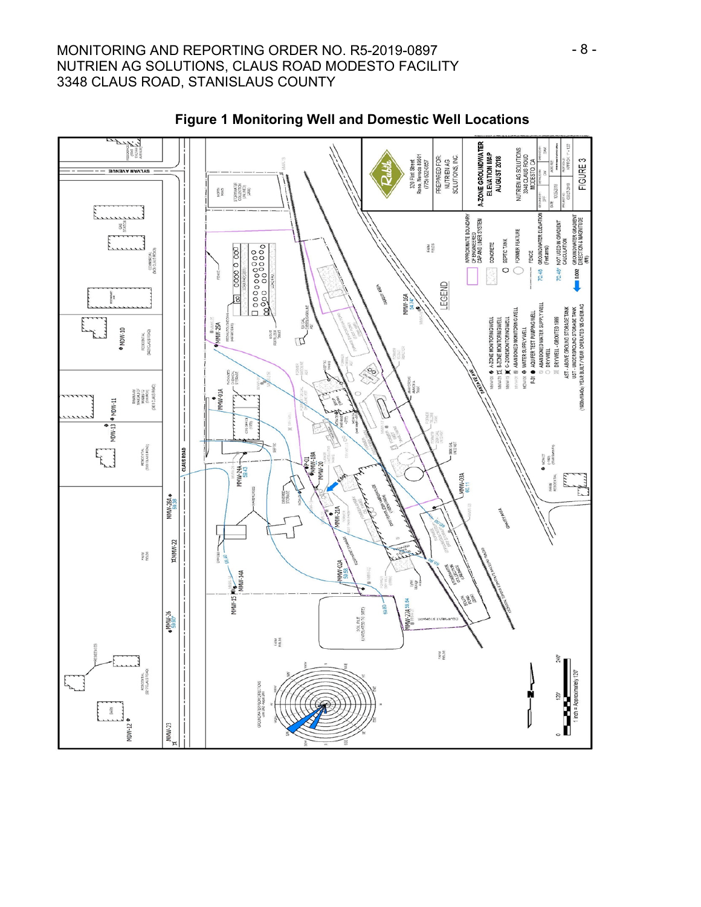**Figure 1 Monitoring Well and Domestic Well Locations**